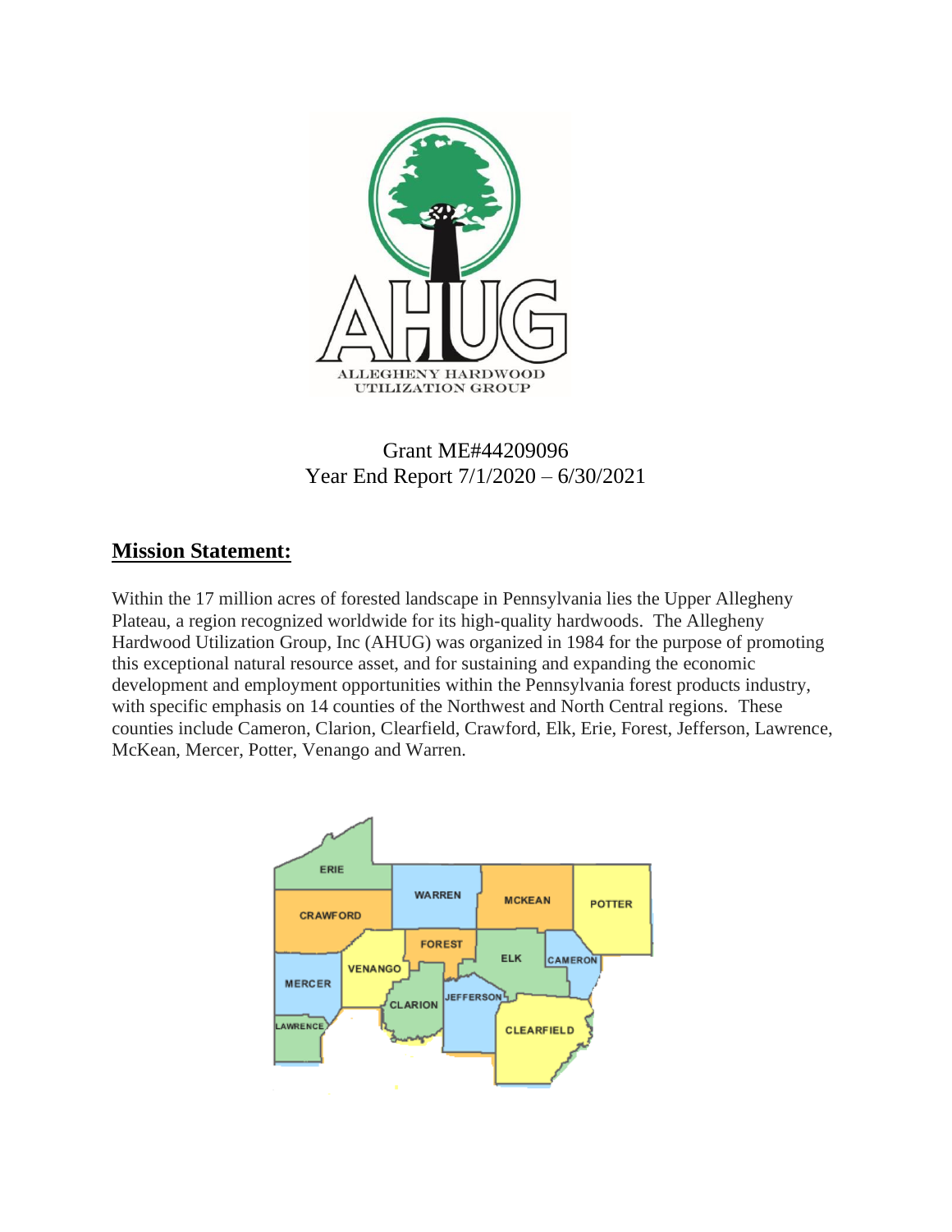Grant ME#44209096
Year End Report 7/1/2020 – 6/30/2021

## Mission Statement:

Within the 17 million acres of forested landscape in Pennsylvania lies the Upper Allegheny Plateau, a region recognized worldwide for its high-quality hardwoods. The Allegheny Hardwood Utilization Group, Inc (AHUG) was organized in 1984 for the purpose of promoting this exceptional natural resource asset, and for sustaining and expanding the economic development and employment opportunities within the Pennsylvania forest products industry, with specific emphasis on 14 counties of the Northwest and North Central regions. These counties include Cameron, Clarion, Clearfield, Crawford, Elk, Erie, Forest, Jefferson, Lawrence, McKean, Mercer, Potter, Venango and Warren.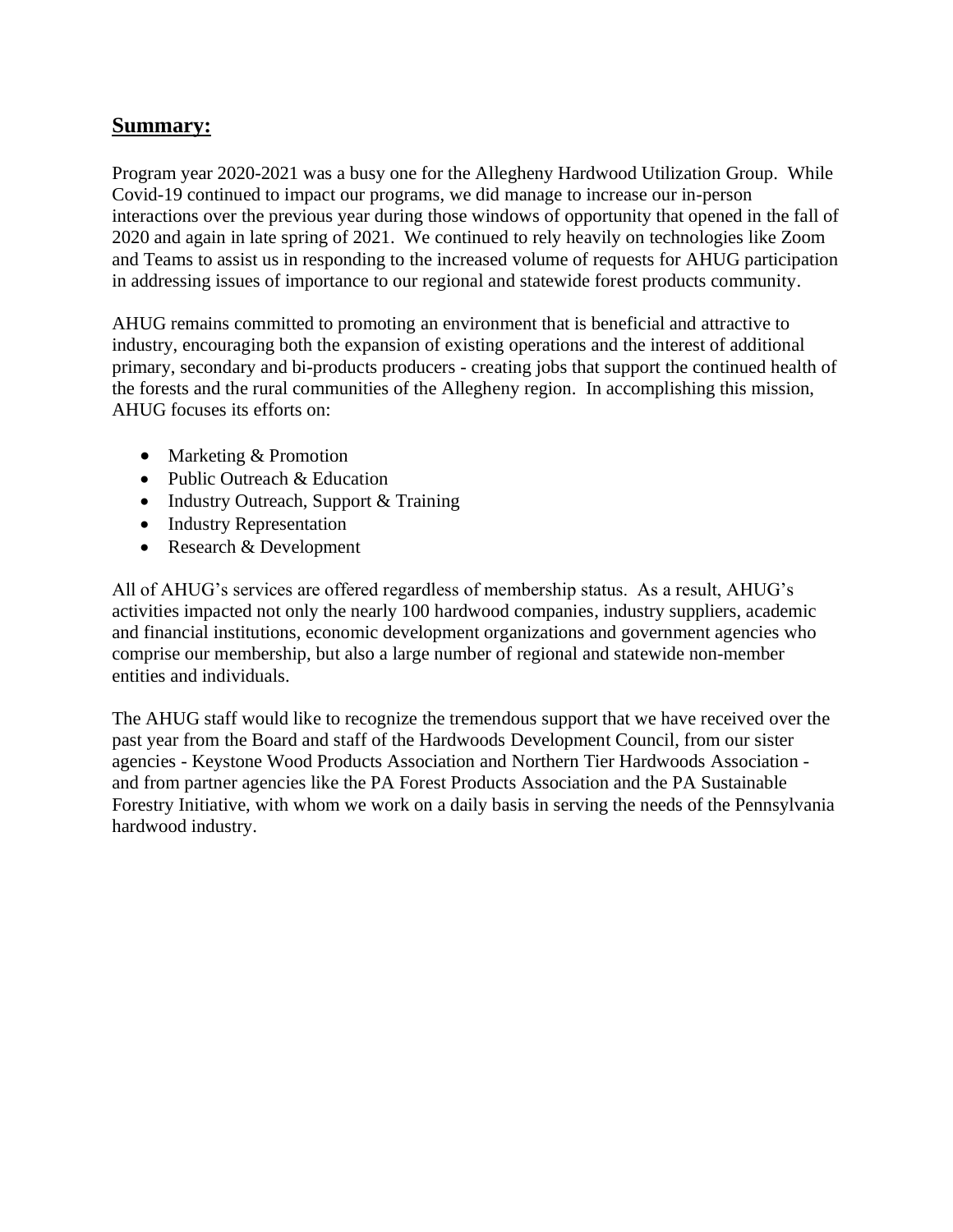## Summary:

Program year 2020-2021 was a busy one for the Allegheny Hardwood Utilization Group. While Covid-19 continued to impact our programs, we did manage to increase our in-person interactions over the previous year during those windows of opportunity that opened in the fall of 2020 and again in late spring of 2021. We continued to rely heavily on technologies like Zoom and Teams to assist us in responding to the increased volume of requests for AHUG participation in addressing issues of importance to our regional and statewide forest products community.

AHUG remains committed to promoting an environment that is beneficial and attractive to industry, encouraging both the expansion of existing operations and the interest of additional primary, secondary and bi-products producers - creating jobs that support the continued health of the forests and the rural communities of the Allegheny region. In accomplishing this mission, AHUG focuses its efforts on:

- Marketing & Promotion
- Public Outreach & Education
- Industry Outreach, Support & Training
- Industry Representation
- Research & Development

All of AHUG's services are offered regardless of membership status. As a result, AHUG's activities impacted not only the nearly 100 hardwood companies, industry suppliers, academic and financial institutions, economic development organizations and government agencies who comprise our membership, but also a large number of regional and statewide non-member entities and individuals.

The AHUG staff would like to recognize the tremendous support that we have received over the past year from the Board and staff of the Hardwoods Development Council, from our sister agencies - Keystone Wood Products Association and Northern Tier Hardwoods Association - and from partner agencies like the PA Forest Products Association and the PA Sustainable Forestry Initiative, with whom we work on a daily basis in serving the needs of the Pennsylvania hardwood industry.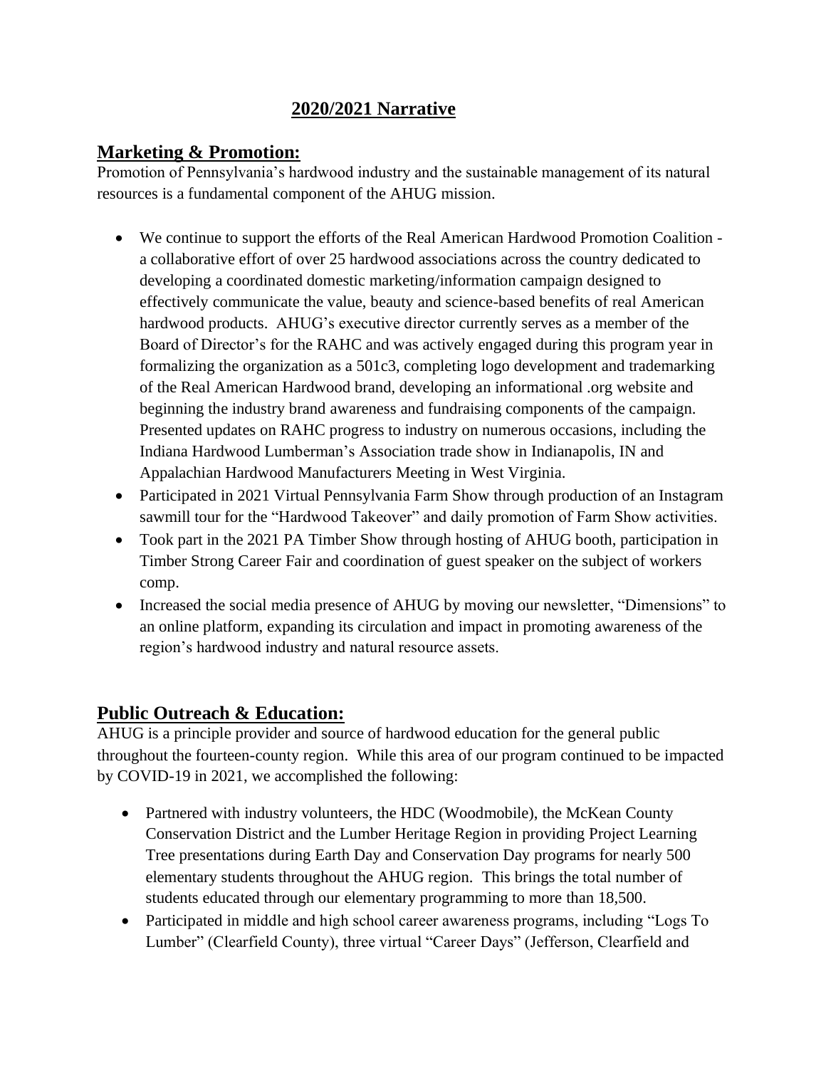## 2020/2021 Narrative

### Marketing & Promotion:

Promotion of Pennsylvania's hardwood industry and the sustainable management of its natural resources is a fundamental component of the AHUG mission.

- We continue to support the efforts of the Real American Hardwood Promotion Coalition - a collaborative effort of over 25 hardwood associations across the country dedicated to developing a coordinated domestic marketing/information campaign designed to effectively communicate the value, beauty and science-based benefits of real American hardwood products. AHUG's executive director currently serves as a member of the Board of Director's for the RAHC and was actively engaged during this program year in formalizing the organization as a 501c3, completing logo development and trademarking of the Real American Hardwood brand, developing an informational .org website and beginning the industry brand awareness and fundraising components of the campaign. Presented updates on RAHC progress to industry on numerous occasions, including the Indiana Hardwood Lumberman's Association trade show in Indianapolis, IN and Appalachian Hardwood Manufacturers Meeting in West Virginia.
- Participated in 2021 Virtual Pennsylvania Farm Show through production of an Instagram sawmill tour for the "Hardwood Takeover" and daily promotion of Farm Show activities.
- Took part in the 2021 PA Timber Show through hosting of AHUG booth, participation in Timber Strong Career Fair and coordination of guest speaker on the subject of workers comp.
- Increased the social media presence of AHUG by moving our newsletter, "Dimensions" to an online platform, expanding its circulation and impact in promoting awareness of the region's hardwood industry and natural resource assets.

### Public Outreach & Education:

AHUG is a principle provider and source of hardwood education for the general public throughout the fourteen-county region. While this area of our program continued to be impacted by COVID-19 in 2021, we accomplished the following:

- Partnered with industry volunteers, the HDC (Woodmobile), the McKean County Conservation District and the Lumber Heritage Region in providing Project Learning Tree presentations during Earth Day and Conservation Day programs for nearly 500 elementary students throughout the AHUG region. This brings the total number of students educated through our elementary programming to more than 18,500.
- Participated in middle and high school career awareness programs, including "Logs To Lumber" (Clearfield County), three virtual "Career Days" (Jefferson, Clearfield and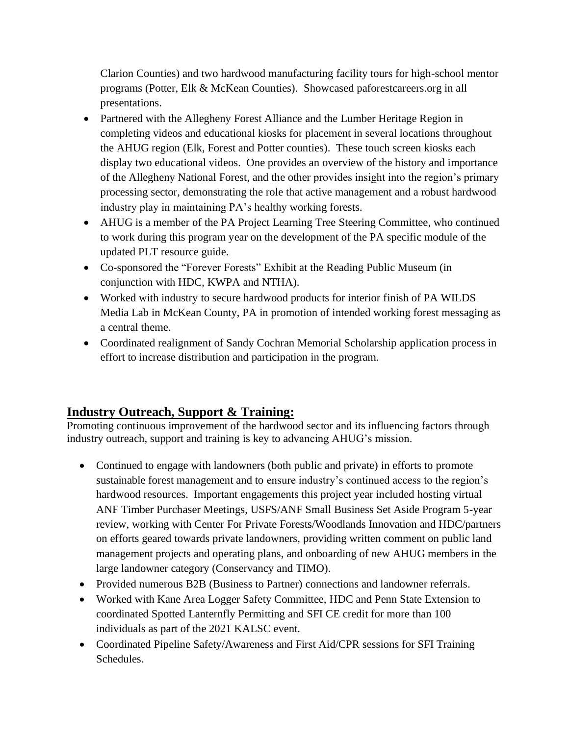Clarion Counties) and two hardwood manufacturing facility tours for high-school mentor programs (Potter, Elk & McKean Counties). Showcased paforestcareers.org in all presentations.

- Partnered with the Allegheny Forest Alliance and the Lumber Heritage Region in completing videos and educational kiosks for placement in several locations throughout the AHUG region (Elk, Forest and Potter counties). These touch screen kiosks each display two educational videos. One provides an overview of the history and importance of the Allegheny National Forest, and the other provides insight into the region's primary processing sector, demonstrating the role that active management and a robust hardwood industry play in maintaining PA's healthy working forests.
- AHUG is a member of the PA Project Learning Tree Steering Committee, who continued to work during this program year on the development of the PA specific module of the updated PLT resource guide.
- Co-sponsored the "Forever Forests" Exhibit at the Reading Public Museum (in conjunction with HDC, KWPA and NTHA).
- Worked with industry to secure hardwood products for interior finish of PA WILDS Media Lab in McKean County, PA in promotion of intended working forest messaging as a central theme.
- Coordinated realignment of Sandy Cochran Memorial Scholarship application process in effort to increase distribution and participation in the program.

## Industry Outreach, Support & Training:

Promoting continuous improvement of the hardwood sector and its influencing factors through industry outreach, support and training is key to advancing AHUG's mission.

- Continued to engage with landowners (both public and private) in efforts to promote sustainable forest management and to ensure industry's continued access to the region's hardwood resources. Important engagements this project year included hosting virtual ANF Timber Purchaser Meetings, USFS/ANF Small Business Set Aside Program 5-year review, working with Center For Private Forests/Woodlands Innovation and HDC/partners on efforts geared towards private landowners, providing written comment on public land management projects and operating plans, and onboarding of new AHUG members in the large landowner category (Conservancy and TIMO).
- Provided numerous B2B (Business to Partner) connections and landowner referrals.
- Worked with Kane Area Logger Safety Committee, HDC and Penn State Extension to coordinated Spotted Lanternfly Permitting and SFI CE credit for more than 100 individuals as part of the 2021 KALSC event.
- Coordinated Pipeline Safety/Awareness and First Aid/CPR sessions for SFI Training Schedules.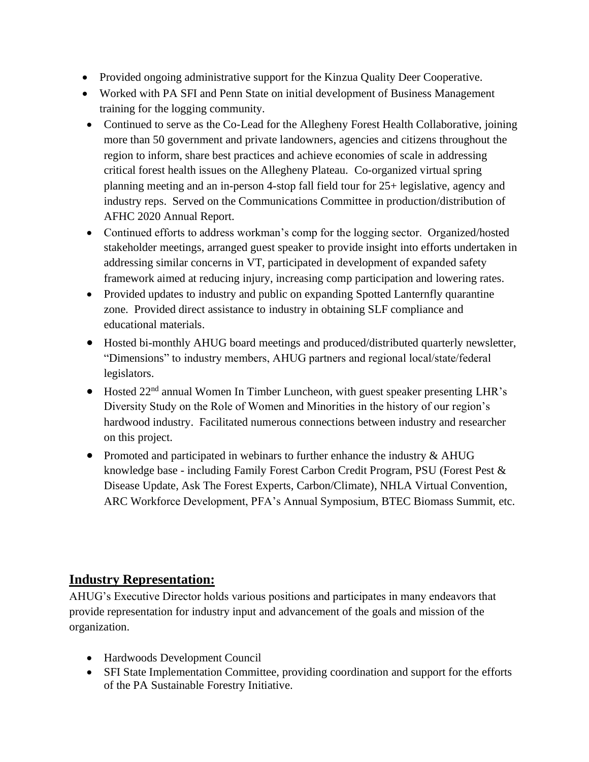- Provided ongoing administrative support for the Kinzua Quality Deer Cooperative.
- Worked with PA SFI and Penn State on initial development of Business Management training for the logging community.
- Continued to serve as the Co-Lead for the Allegheny Forest Health Collaborative, joining more than 50 government and private landowners, agencies and citizens throughout the region to inform, share best practices and achieve economies of scale in addressing critical forest health issues on the Allegheny Plateau. Co-organized virtual spring planning meeting and an in-person 4-stop fall field tour for 25+ legislative, agency and industry reps. Served on the Communications Committee in production/distribution of AFHC 2020 Annual Report.
- Continued efforts to address workman's comp for the logging sector. Organized/hosted stakeholder meetings, arranged guest speaker to provide insight into efforts undertaken in addressing similar concerns in VT, participated in development of expanded safety framework aimed at reducing injury, increasing comp participation and lowering rates.
- Provided updates to industry and public on expanding Spotted Lanternfly quarantine zone. Provided direct assistance to industry in obtaining SLF compliance and educational materials.
- Hosted bi-monthly AHUG board meetings and produced/distributed quarterly newsletter, "Dimensions" to industry members, AHUG partners and regional local/state/federal legislators.
- Hosted 22nd annual Women In Timber Luncheon, with guest speaker presenting LHR's Diversity Study on the Role of Women and Minorities in the history of our region's hardwood industry. Facilitated numerous connections between industry and researcher on this project.
- Promoted and participated in webinars to further enhance the industry & AHUG knowledge base - including Family Forest Carbon Credit Program, PSU (Forest Pest & Disease Update, Ask The Forest Experts, Carbon/Climate), NHLA Virtual Convention, ARC Workforce Development, PFA's Annual Symposium, BTEC Biomass Summit, etc.

## Industry Representation:

AHUG's Executive Director holds various positions and participates in many endeavors that provide representation for industry input and advancement of the goals and mission of the organization.

- Hardwoods Development Council
- SFI State Implementation Committee, providing coordination and support for the efforts of the PA Sustainable Forestry Initiative.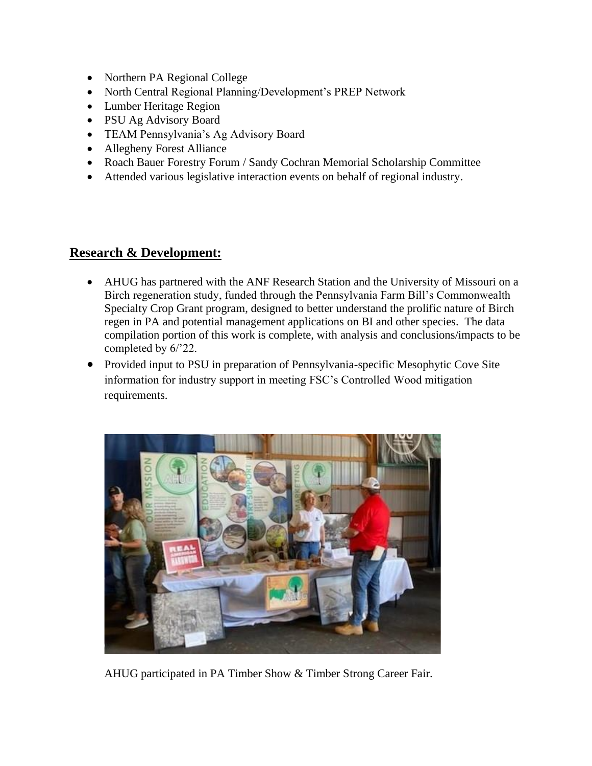- Northern PA Regional College
- North Central Regional Planning/Development's PREP Network
- Lumber Heritage Region
- PSU Ag Advisory Board
- TEAM Pennsylvania's Ag Advisory Board
- Allegheny Forest Alliance
- Roach Bauer Forestry Forum / Sandy Cochran Memorial Scholarship Committee
- Attended various legislative interaction events on behalf of regional industry.

## Research & Development:

- AHUG has partnered with the ANF Research Station and the University of Missouri on a Birch regeneration study, funded through the Pennsylvania Farm Bill's Commonwealth Specialty Crop Grant program, designed to better understand the prolific nature of Birch regen in PA and potential management applications on Bl and other species. The data compilation portion of this work is complete, with analysis and conclusions/impacts to be completed by 6/'22.
- Provided input to PSU in preparation of Pennsylvania-specific Mesophytic Cove Site information for industry support in meeting FSC's Controlled Wood mitigation requirements.

AHUG participated in PA Timber Show & Timber Strong Career Fair.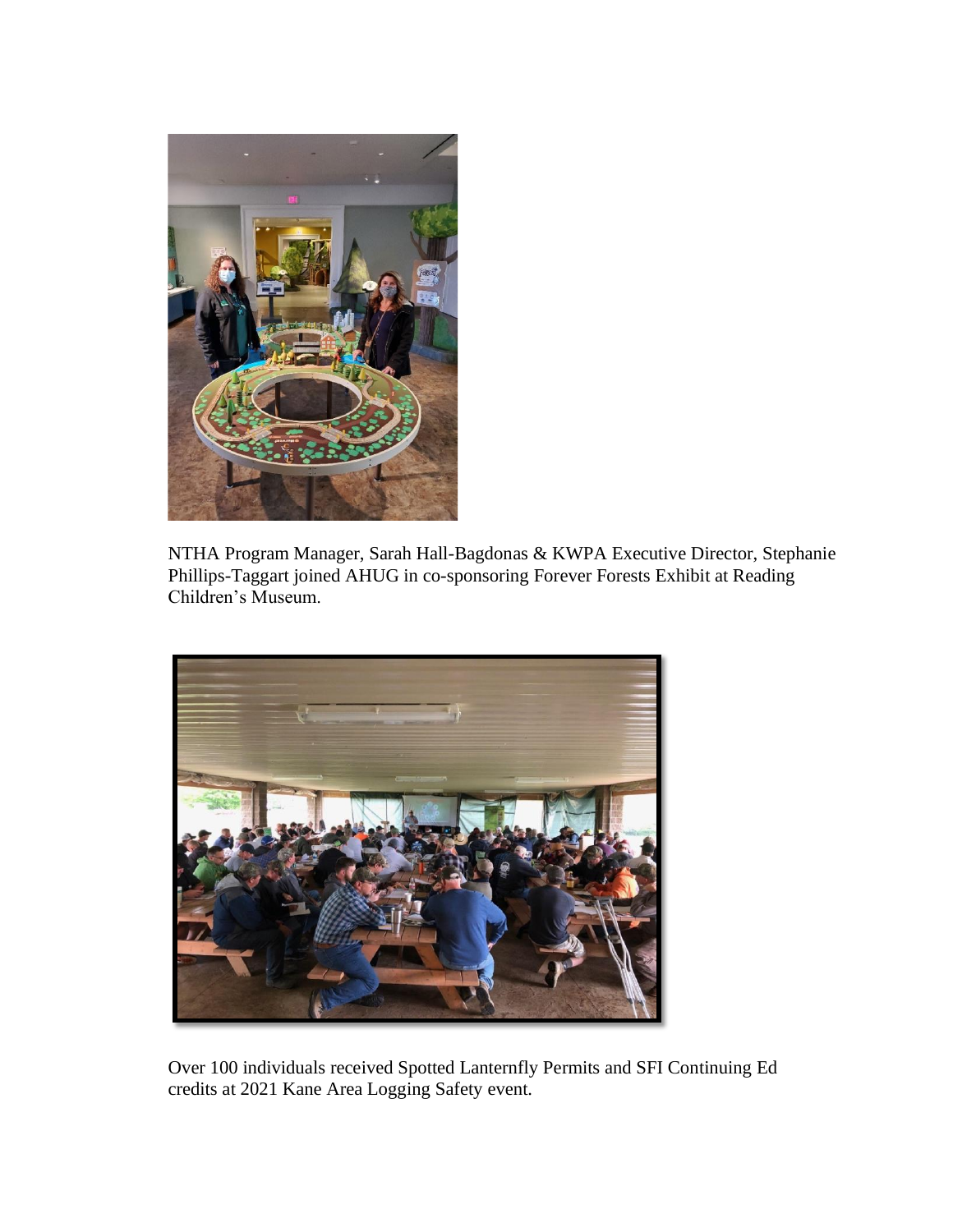NTHA Program Manager, Sarah Hall-Bagdonas & KWPA Executive Director, Stephanie Phillips-Taggart joined AHUG in co-sponsoring Forever Forests Exhibit at Reading Children's Museum.

Over 100 individuals received Spotted Lanternfly Permits and SFI Continuing Ed credits at 2021 Kane Area Logging Safety event.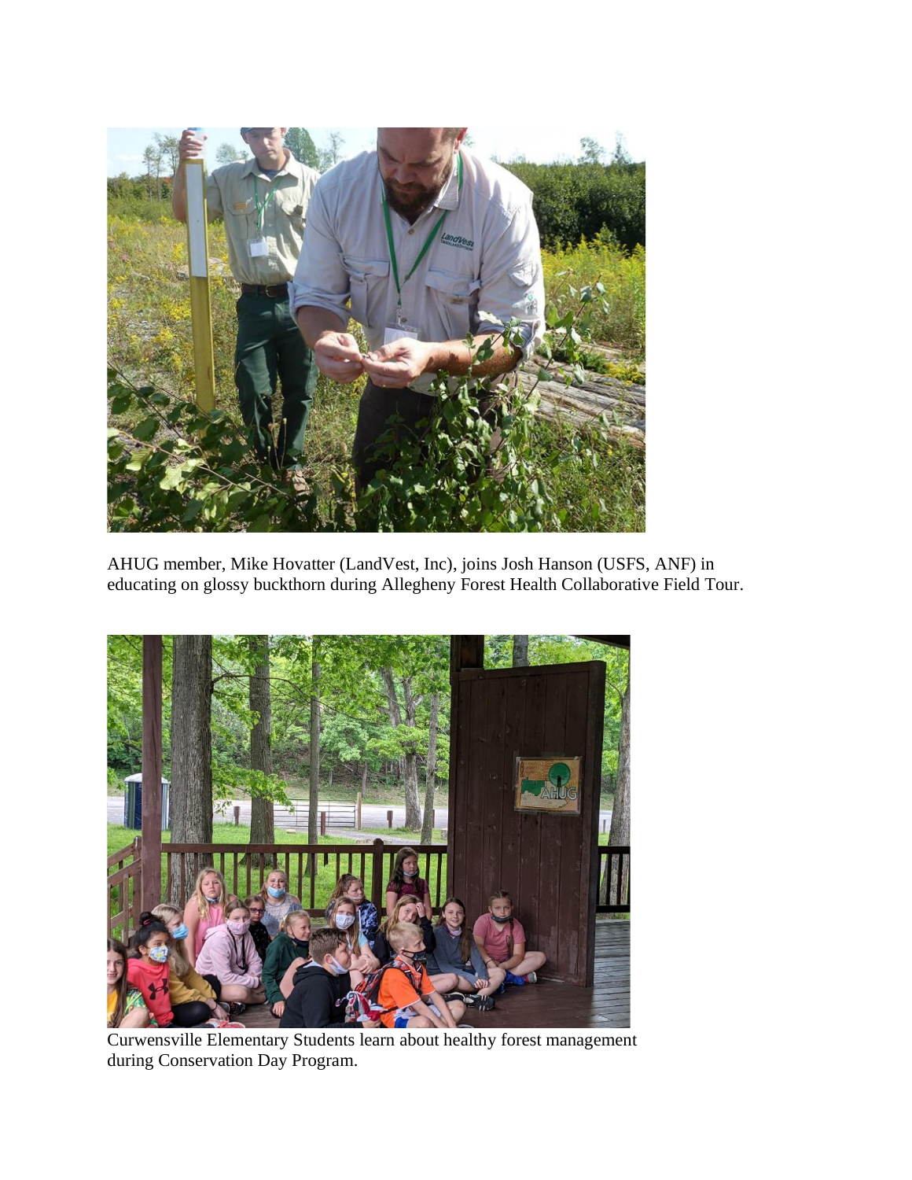AHUG member, Mike Hovatter (LandVest, Inc), joins Josh Hanson (USFS, ANF) in educating on glossy buckthorn during Allegheny Forest Health Collaborative Field Tour.

Curwensville Elementary Students learn about healthy forest management during Conservation Day Program.